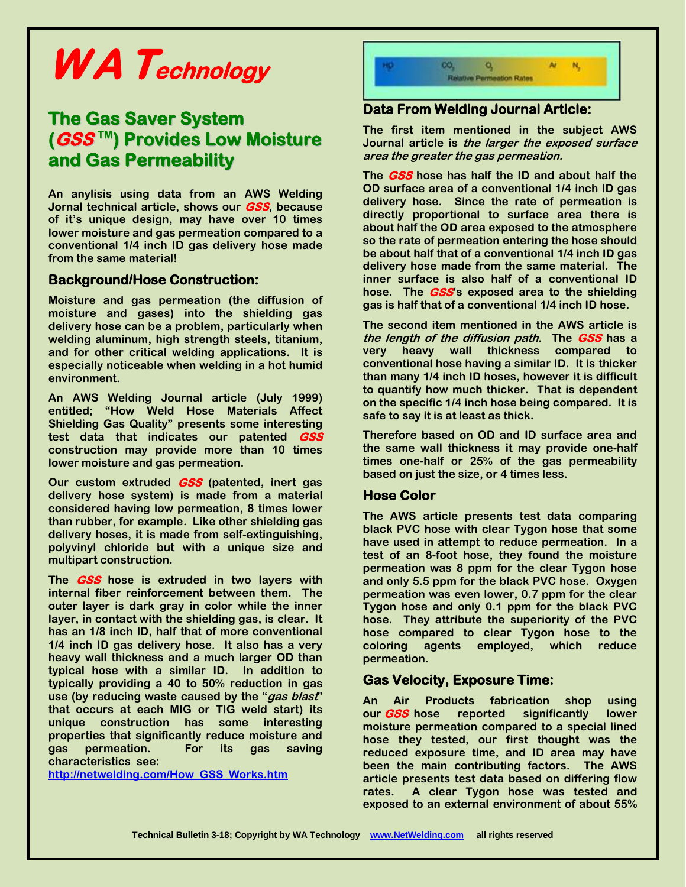# WA Technology

## The Gas Saver System (*GSS*™) Provides Low Moisture and Gas Permeability

**An anylisis using data from an AWS Welding Jornal technical article, shows our *GSS*, because of it's unique design, may have over 10 times lower moisture and gas permeation compared to a conventional 1/4 inch ID gas delivery hose made from the same material!**

### Background/Hose Construction:

Moisture and gas permeation (the diffusion of moisture and gases) into the shielding gas delivery hose can be a problem, particularly when welding aluminum, high strength steels, titanium, and for other critical welding applications. It is especially noticeable when welding in a hot humid environment.

An AWS Welding Journal article (July 1999) entitled; "How Weld Hose Materials Affect Shielding Gas Quality" presents some interesting test data that indicates our patented *GSS* construction may provide more than 10 times lower moisture and gas permeation.

Our custom extruded *GSS* (patented, inert gas delivery hose system) is made from a material considered having low permeation, 8 times lower than rubber, for example. Like other shielding gas delivery hoses, it is made from self-extinguishing, polyvinyl chloride but with a unique size and multipart construction.

The *GSS* hose is extruded in two layers with internal fiber reinforcement between them. The outer layer is dark gray in color while the inner layer, in contact with the shielding gas, is clear. It has an 1/8 inch ID, half that of more conventional 1/4 inch ID gas delivery hose. It also has a very heavy wall thickness and a much larger OD than typical hose with a similar ID. In addition to typically providing a 40 to 50% reduction in gas use (by reducing waste caused by the "*gas blast*" that occurs at each MIG or TIG weld start) its unique construction has some interesting properties that significantly reduce moisture and gas permeation. For its gas saving characteristics see:
http://netwelding.com/How_GSS_Works.htm

$H_2O$ $CO_2$ $O_2$ Ar $N_2$
Relative Permeation Rates

### Data From Welding Journal Article:

The first item mentioned in the subject AWS Journal article is *the larger the exposed surface area the greater the gas permeation.*

The *GSS* hose has half the ID and about half the OD surface area of a conventional 1/4 inch ID gas delivery hose. Since the rate of permeation is directly proportional to surface area there is about half the OD area exposed to the atmosphere so the rate of permeation entering the hose should be about half that of a conventional 1/4 inch ID gas delivery hose made from the same material. The inner surface is also half of a conventional ID hose. The *GSS*'s exposed area to the shielding gas is half that of a conventional 1/4 inch ID hose.

The second item mentioned in the AWS article is *the length of the diffusion path*. The *GSS* has a very heavy wall thickness compared to conventional hose having a similar ID. It is thicker than many 1/4 inch ID hoses, however it is difficult to quantify how much thicker. That is dependent on the specific 1/4 inch hose being compared. It is safe to say it is at least as thick.

Therefore based on OD and ID surface area and the same wall thickness it may provide one-half times one-half or 25% of the gas permeability based on just the size, or 4 times less.

### Hose Color

The AWS article presents test data comparing black PVC hose with clear Tygon hose that some have used in attempt to reduce permeation. In a test of an 8-foot hose, they found the moisture permeation was 8 ppm for the clear Tygon hose and only 5.5 ppm for the black PVC hose. Oxygen permeation was even lower, 0.7 ppm for the clear Tygon hose and only 0.1 ppm for the black PVC hose. They attribute the superiority of the PVC hose compared to clear Tygon hose to the coloring agents employed, which reduce permeation.

### Gas Velocity, Exposure Time:

An Air Products fabrication shop using our *GSS* hose reported significantly lower moisture permeation compared to a special lined hose they tested, our first thought was the reduced exposure time, and ID area may have been the main contributing factors. The AWS article presents test data based on differing flow rates. A clear Tygon hose was tested and exposed to an external environment of about 55%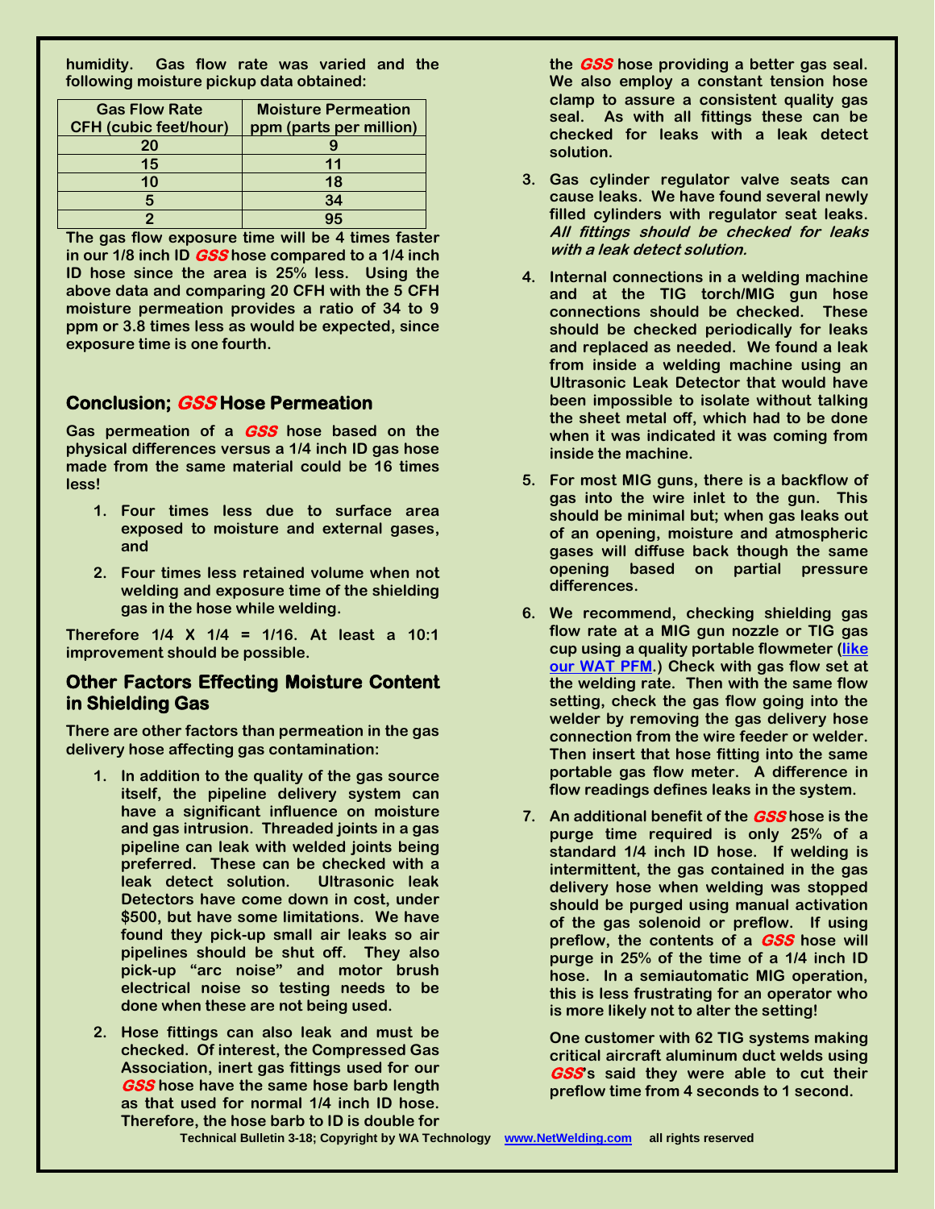humidity. Gas flow rate was varied and the following moisture pickup data obtained:

| Gas Flow Rate CFH (cubic feet/hour) | Moisture Permeation ppm (parts per million) |
|---|---|
| 20 | 9 |
| 15 | 11 |
| 10 | 18 |
| 5 | 34 |
| 2 | 95 |

The gas flow exposure time will be 4 times faster in our 1/8 inch ID ***GSS*** hose compared to a 1/4 inch ID hose since the area is 25% less. Using the above data and comparing 20 CFH with the 5 CFH moisture permeation provides a ratio of 34 to 9 ppm or 3.8 times less as would be expected, since exposure time is one fourth.

## Conclusion; *GSS* Hose Permeation

Gas permeation of a ***GSS*** hose based on the physical differences versus a 1/4 inch ID gas hose made from the same material could be 16 times less!

1. Four times less due to surface area exposed to moisture and external gases, and
2. Four times less retained volume when not welding and exposure time of the shielding gas in the hose while welding.

Therefore 1/4 X 1/4 = 1/16. At least a 10:1 improvement should be possible.

## Other Factors Effecting Moisture Content in Shielding Gas

There are other factors than permeation in the gas delivery hose affecting gas contamination:

1. In addition to the quality of the gas source itself, the pipeline delivery system can have a significant influence on moisture and gas intrusion. Threaded joints in a gas pipeline can leak with welded joints being preferred. These can be checked with a leak detect solution. Ultrasonic leak Detectors have come down in cost, under $500, but have some limitations. We have found they pick-up small air leaks so air pipelines should be shut off. They also pick-up "arc noise" and motor brush electrical noise so testing needs to be done when these are not being used.
2. Hose fittings can also leak and must be checked. Of interest, the Compressed Gas Association, inert gas fittings used for our ***GSS*** hose have the same hose barb length as that used for normal 1/4 inch ID hose. Therefore, the hose barb to ID is double for the ***GSS*** hose providing a better gas seal. We also employ a constant tension hose clamp to assure a consistent quality gas seal. As with all fittings these can be checked for leaks with a leak detect solution.
3. Gas cylinder regulator valve seats can cause leaks. We have found several newly filled cylinders with regulator seat leaks. ***All fittings should be checked for leaks with a leak detect solution.***
4. Internal connections in a welding machine and at the TIG torch/MIG gun hose connections should be checked. These should be checked periodically for leaks and replaced as needed. We found a leak from inside a welding machine using an Ultrasonic Leak Detector that would have been impossible to isolate without talking the sheet metal off, which had to be done when it was indicated it was coming from inside the machine.
5. For most MIG guns, there is a backflow of gas into the wire inlet to the gun. This should be minimal but; when gas leaks out of an opening, moisture and atmospheric gases will diffuse back though the same opening based on partial pressure differences.
6. We recommend, checking shielding gas flow rate at a MIG gun nozzle or TIG gas cup using a quality portable flowmeter ([like our WAT PFM](www.NetWelding.com).) Check with gas flow set at the welding rate. Then with the same flow setting, check the gas flow going into the welder by removing the gas delivery hose connection from the wire feeder or welder. Then insert that hose fitting into the same portable gas flow meter. A difference in flow readings defines leaks in the system.
7. An additional benefit of the ***GSS*** hose is the purge time required is only 25% of a standard 1/4 inch ID hose. If welding is intermittent, the gas contained in the gas delivery hose when welding was stopped should be purged using manual activation of the gas solenoid or preflow. If using preflow, the contents of a ***GSS*** hose will purge in 25% of the time of a 1/4 inch ID hose. In a semiautomatic MIG operation, this is less frustrating for an operator who is more likely not to alter the setting!

   One customer with 62 TIG systems making critical aircraft aluminum duct welds using ***GSS***'s said they were able to cut their preflow time from 4 seconds to 1 second.

Technical Bulletin 3-18; Copyright by WA Technology www.NetWelding.com all rights reserved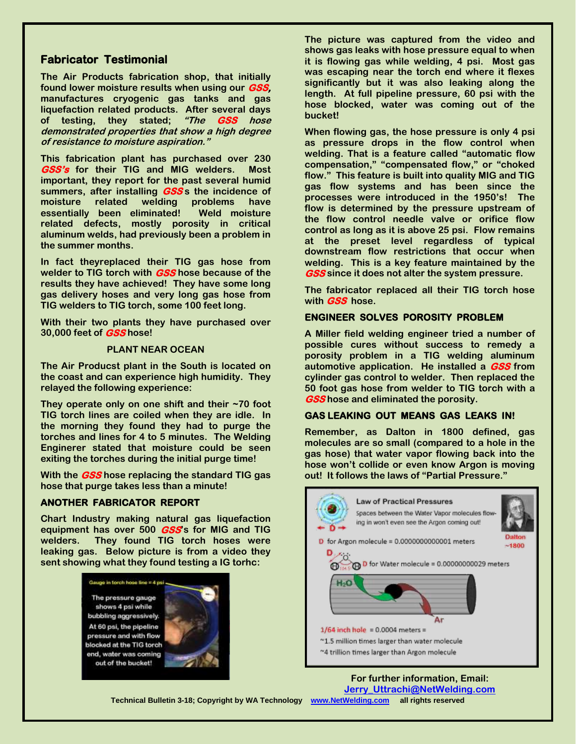## Fabricator Testimonial

The Air Products fabrication shop, that initially found lower moisture results when using our ***GSS***, manufactures cryogenic gas tanks and gas liquefaction related products. After several days of testing, they stated; *"The **GSS** hose demonstrated properties that show a high degree of resistance to moisture aspiration."*

This fabrication plant has purchased over 230 ***GSS's*** for their TIG and MIG welders. Most important, they report for the past several humid summers, after installing ***GSS***s the incidence of moisture related welding problems have essentially been eliminated! Weld moisture related defects, mostly porosity in critical aluminum welds, had previously been a problem in the summer months.

In fact theyreplaced their TIG gas hose from welder to TIG torch with ***GSS*** hose because of the results they have achieved! They have some long gas delivery hoses and very long gas hose from TIG welders to TIG torch, some 100 feet long.

With their two plants they have purchased over 30,000 feet of ***GSS*** hose!

**PLANT NEAR OCEAN**

The Air Producst plant in the South is located on the coast and can experience high humidity. They relayed the following experience:

They operate only on one shift and their ~70 foot TIG torch lines are coiled when they are idle. In the morning they found they had to purge the torches and lines for 4 to 5 minutes. The Welding Enginerer stated that moisture could be seen exiting the torches during the initial purge time!

With the ***GSS*** hose replacing the standard TIG gas hose that purge takes less than a minute!

### ANOTHER FABRICATOR REPORT

Chart Industry making natural gas liquefaction equipment has over 500 ***GSS***'s for MIG and TIG welders. They found TIG torch hoses were leaking gas. Below picture is from a video they sent showing what they found testing a IG torhc:

Gauge in torch hose line = 4 psi

The pressure gauge shows 4 psi while bubbling aggressively. At 60 psi, the pipeline pressure and with flow blocked at the TIG torch end, water was coming out of the bucket!

The picture was captured from the video and shows gas leaks with hose pressure equal to when it is flowing gas while welding, 4 psi. Most gas was escaping near the torch end where it flexes significantly but it was also leaking along the length. At full pipeline pressure, 60 psi with the hose blocked, water was coming out of the bucket!

When flowing gas, the hose pressure is only 4 psi as pressure drops in the flow control when welding. That is a feature called "automatic flow compensation," "compensated flow," or "choked flow." This feature is built into quality MIG and TIG gas flow systems and has been since the processes were introduced in the 1950's! The flow is determined by the pressure upstream of the flow control needle valve or orifice flow control as long as it is above 25 psi. Flow remains at the preset level regardless of typical downstream flow restrictions that occur when welding. This is a key feature maintained by the ***GSS*** since it does not alter the system pressure.

The fabricator replaced all their TIG torch hose with ***GSS*** hose.

### ENGINEER SOLVES POROSITY PROBLEM

A Miller field welding engineer tried a number of possible cures without success to remedy a porosity problem in a TIG welding aluminum automotive application. He installed a ***GSS*** from cylinder gas control to welder. Then replaced the 50 foot gas hose from welder to TIG torch with a ***GSS*** hose and eliminated the porosity.

### GAS LEAKING OUT MEANS GAS LEAKS IN!

Remember, as Dalton in 1800 defined, gas molecules are so small (compared to a hole in the gas hose) that water vapor flowing back into the hose won't collide or even know Argon is moving out! It follows the laws of "Partial Pressure."

Law of Practical Pressures

Spaces between the Water Vapor molecules flowing in won't even see the Argon coming out!

Dalton ~1800

D for Argon molecule = 0.0000000000001 meters

D for Water molecule = 0.00000000029 meters

$H_2O$ Ar

1/64 inch hole = 0.0004 meters =
~1.5 million times larger than water molecule
~4 trillion times larger than Argon molecule

For further information, Email:
Jerry_Uttrachi@NetWelding.com

Technical Bulletin 3-18; Copyright by WA Technology www.NetWelding.com all rights reserved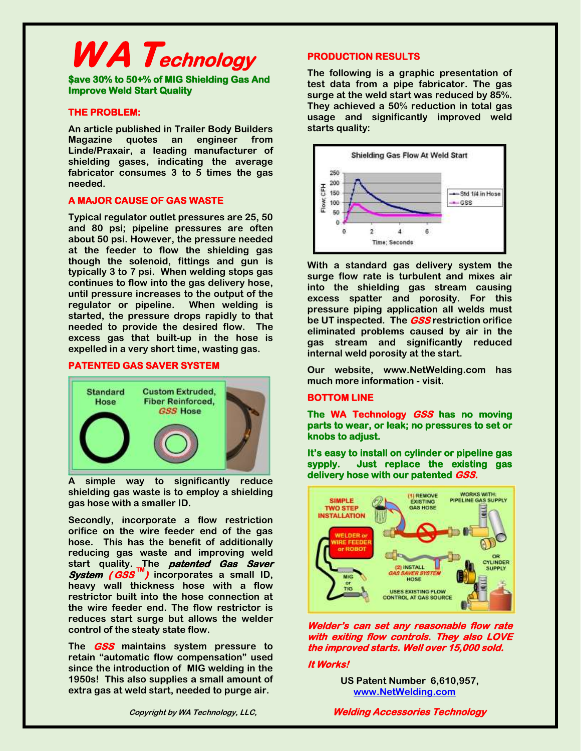# WA Technology

**$ave 30% to 50+% of MIG Shielding Gas And Improve Weld Start Quality**

## THE PROBLEM:

An article published in Trailer Body Builders Magazine quotes an engineer from Linde/Praxair, a leading manufacturer of shielding gases, indicating the average fabricator consumes 3 to 5 times the gas needed.

## A MAJOR CAUSE OF GAS WASTE

Typical regulator outlet pressures are 25, 50 and 80 psi; pipeline pressures are often about 50 psi. However, the pressure needed at the feeder to flow the shielding gas though the solenoid, fittings and gun is typically 3 to 7 psi. When welding stops gas continues to flow into the gas delivery hose, until pressure increases to the output of the regulator or pipeline. When welding is started, the pressure drops rapidly to that needed to provide the desired flow. The excess gas that built-up in the hose is expelled in a very short time, wasting gas.

## PATENTED GAS SAVER SYSTEM

Standard Hose

Custom Extruded, Fiber Reinforced, GSS Hose

A simple way to significantly reduce shielding gas waste is to employ a shielding gas hose with a smaller ID.

Secondly, incorporate a flow restriction orifice on the wire feeder end of the gas hose. This has the benefit of additionally reducing gas waste and improving weld start quality. The ***patented Gas Saver System (GSS™)*** incorporates a small ID, heavy wall thickness hose with a flow restrictor built into the hose connection at the wire feeder end. The flow restrictor is reduces start surge but allows the welder control of the steaty state flow.

The ***GSS*** maintains system pressure to retain "automatic flow compensation" used since the introduction of MIG welding in the 1950s! This also supplies a small amount of extra gas at weld start, needed to purge air.

## PRODUCTION RESULTS

The following is a graphic presentation of test data from a pipe fabricator. The gas surge at the weld start was reduced by 85%. They achieved a 50% reduction in total gas usage and significantly improved weld starts quality:

Shielding Gas Flow At Weld Start

Flow; CFH

250
200
150
100
50
0

0
2
4
6

Time; Seconds

Std 1/4 in Hose

GSS

With a standard gas delivery system the surge flow rate is turbulent and mixes air into the shielding gas stream causing excess spatter and porosity. For this pressure piping application all welds must be UT inspected. The ***GSS*** restriction orifice eliminated problems caused by air in the gas stream and significantly reduced internal weld porosity at the start.

Our website, www.NetWelding.com has much more information - visit.

## BOTTOM LINE

**The WA Technology *GSS* has no moving parts to wear, or leak; no pressures to set or knobs to adjust.**

**It's easy to install on cylinder or pipeline gas sypply. Just replace the existing gas delivery hose with our patented *GSS*.**

SIMPLE TWO STEP INSTALLATION

WELDER or WIRE FEEDER or ROBOT

(1) REMOVE EXISTING GAS HOSE

WORKS WITH: PIPELINE GAS SUPPLY

OR CYLINDER SUPPLY

MIG or TIG

(2) INSTALL GAS SAVER SYSTEM HOSE

USES EXISTING FLOW CONTROL AT GAS SOURCE

***Welder's can set any reasonable flow rate with exiting flow controls. They also LOVE the improved starts. Well over 15,000 sold.***

***It Works!***

US Patent Number 6,610,957,
www.NetWelding.com

*Copyright by WA Technology, LLC,*

***Welding Accessories Technology***